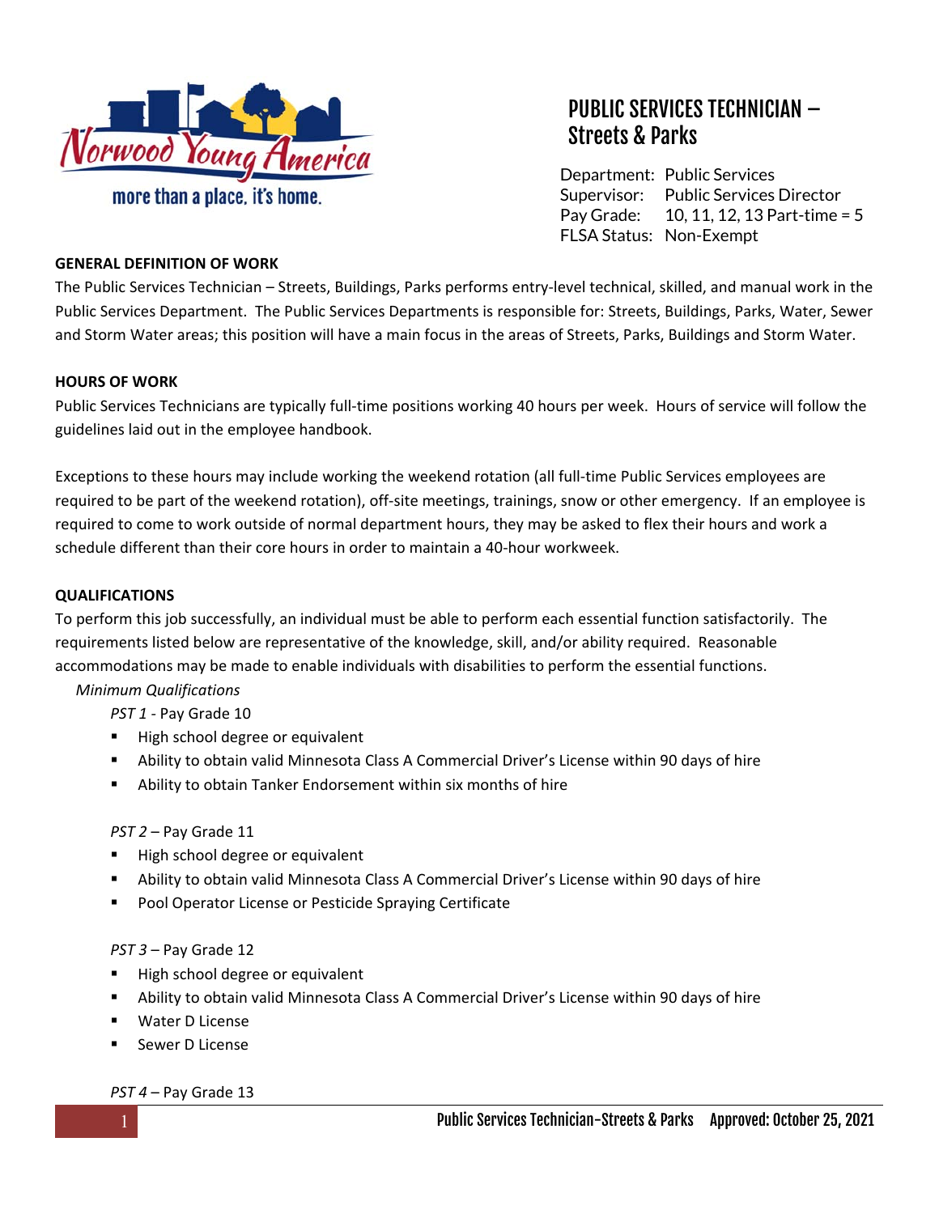Norwood Young America

more than a place. it's home.

# PUBLIC SERVICES TECHNICIAN – Streets & Parks

Department: Public Services
Supervisor: Public Services Director
Pay Grade: 10, 11, 12, 13 Part-time = 5
FLSA Status: Non-Exempt

**GENERAL DEFINITION OF WORK**

The Public Services Technician – Streets, Buildings, Parks performs entry-level technical, skilled, and manual work in the Public Services Department. The Public Services Departments is responsible for: Streets, Buildings, Parks, Water, Sewer and Storm Water areas; this position will have a main focus in the areas of Streets, Parks, Buildings and Storm Water.

**HOURS OF WORK**

Public Services Technicians are typically full-time positions working 40 hours per week. Hours of service will follow the guidelines laid out in the employee handbook.

Exceptions to these hours may include working the weekend rotation (all full-time Public Services employees are required to be part of the weekend rotation), off-site meetings, trainings, snow or other emergency. If an employee is required to come to work outside of normal department hours, they may be asked to flex their hours and work a schedule different than their core hours in order to maintain a 40-hour workweek.

**QUALIFICATIONS**

To perform this job successfully, an individual must be able to perform each essential function satisfactorily. The requirements listed below are representative of the knowledge, skill, and/or ability required. Reasonable accommodations may be made to enable individuals with disabilities to perform the essential functions.

*Minimum Qualifications*

*PST 1* - Pay Grade 10

- High school degree or equivalent
- Ability to obtain valid Minnesota Class A Commercial Driver's License within 90 days of hire
- Ability to obtain Tanker Endorsement within six months of hire

*PST 2* – Pay Grade 11

- High school degree or equivalent
- Ability to obtain valid Minnesota Class A Commercial Driver's License within 90 days of hire
- Pool Operator License or Pesticide Spraying Certificate

*PST 3* – Pay Grade 12

- High school degree or equivalent
- Ability to obtain valid Minnesota Class A Commercial Driver's License within 90 days of hire
- Water D License
- Sewer D License

*PST 4* – Pay Grade 13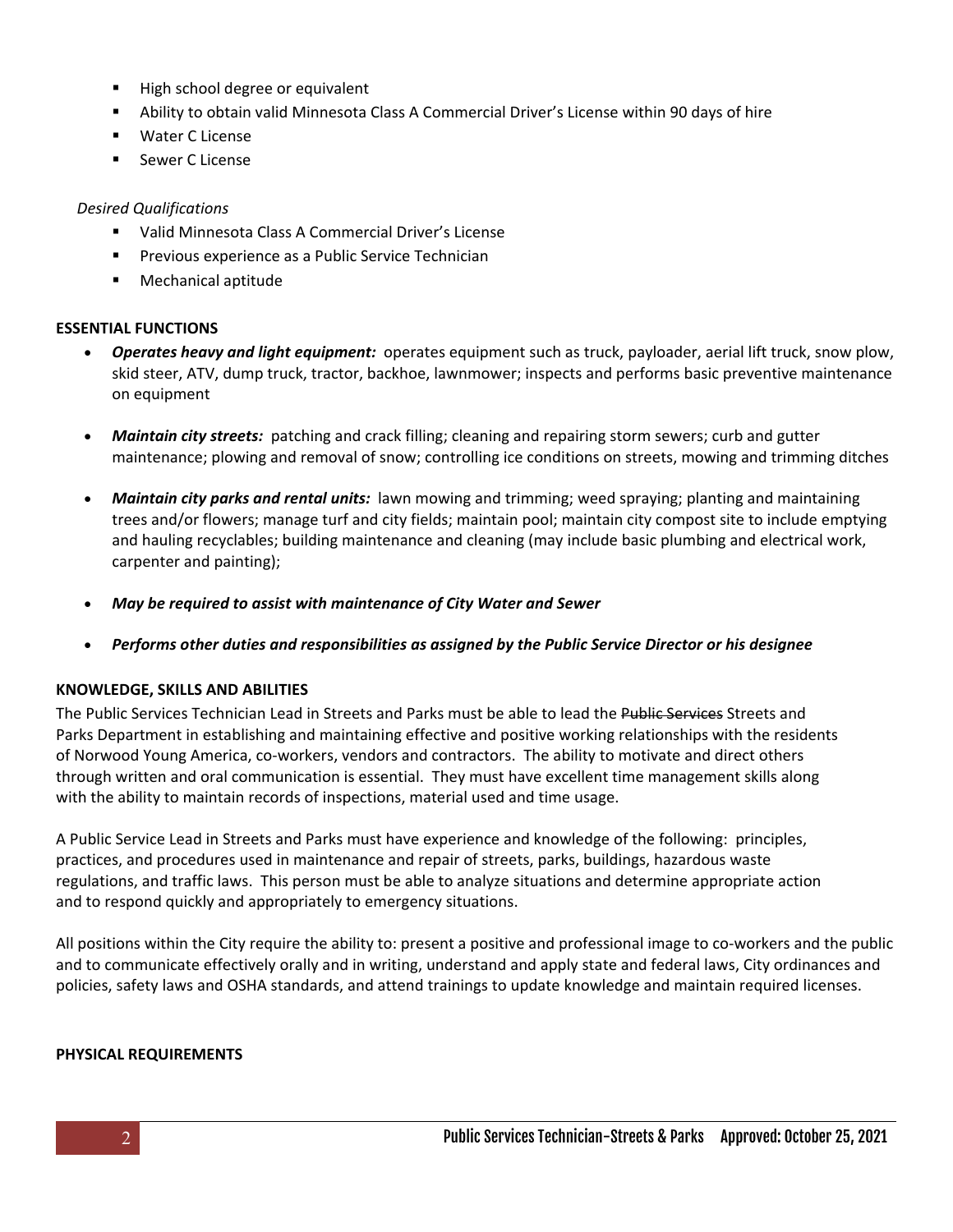- High school degree or equivalent
- Ability to obtain valid Minnesota Class A Commercial Driver's License within 90 days of hire
- Water C License
- Sewer C License

*Desired Qualifications*

- Valid Minnesota Class A Commercial Driver's License
- Previous experience as a Public Service Technician
- Mechanical aptitude

**ESSENTIAL FUNCTIONS**

- ***Operates heavy and light equipment:*** operates equipment such as truck, payloader, aerial lift truck, snow plow, skid steer, ATV, dump truck, tractor, backhoe, lawnmower; inspects and performs basic preventive maintenance on equipment
- ***Maintain city streets:*** patching and crack filling; cleaning and repairing storm sewers; curb and gutter maintenance; plowing and removal of snow; controlling ice conditions on streets, mowing and trimming ditches
- ***Maintain city parks and rental units:*** lawn mowing and trimming; weed spraying; planting and maintaining trees and/or flowers; manage turf and city fields; maintain pool; maintain city compost site to include emptying and hauling recyclables; building maintenance and cleaning (may include basic plumbing and electrical work, carpenter and painting);
- ***May be required to assist with maintenance of City Water and Sewer***
- ***Performs other duties and responsibilities as assigned by the Public Service Director or his designee***

**KNOWLEDGE, SKILLS AND ABILITIES**

The Public Services Technician Lead in Streets and Parks must be able to lead the ~~Public Services~~ Streets and Parks Department in establishing and maintaining effective and positive working relationships with the residents of Norwood Young America, co-workers, vendors and contractors. The ability to motivate and direct others through written and oral communication is essential. They must have excellent time management skills along with the ability to maintain records of inspections, material used and time usage.

A Public Service Lead in Streets and Parks must have experience and knowledge of the following: principles, practices, and procedures used in maintenance and repair of streets, parks, buildings, hazardous waste regulations, and traffic laws. This person must be able to analyze situations and determine appropriate action and to respond quickly and appropriately to emergency situations.

All positions within the City require the ability to: present a positive and professional image to co-workers and the public and to communicate effectively orally and in writing, understand and apply state and federal laws, City ordinances and policies, safety laws and OSHA standards, and attend trainings to update knowledge and maintain required licenses.

**PHYSICAL REQUIREMENTS**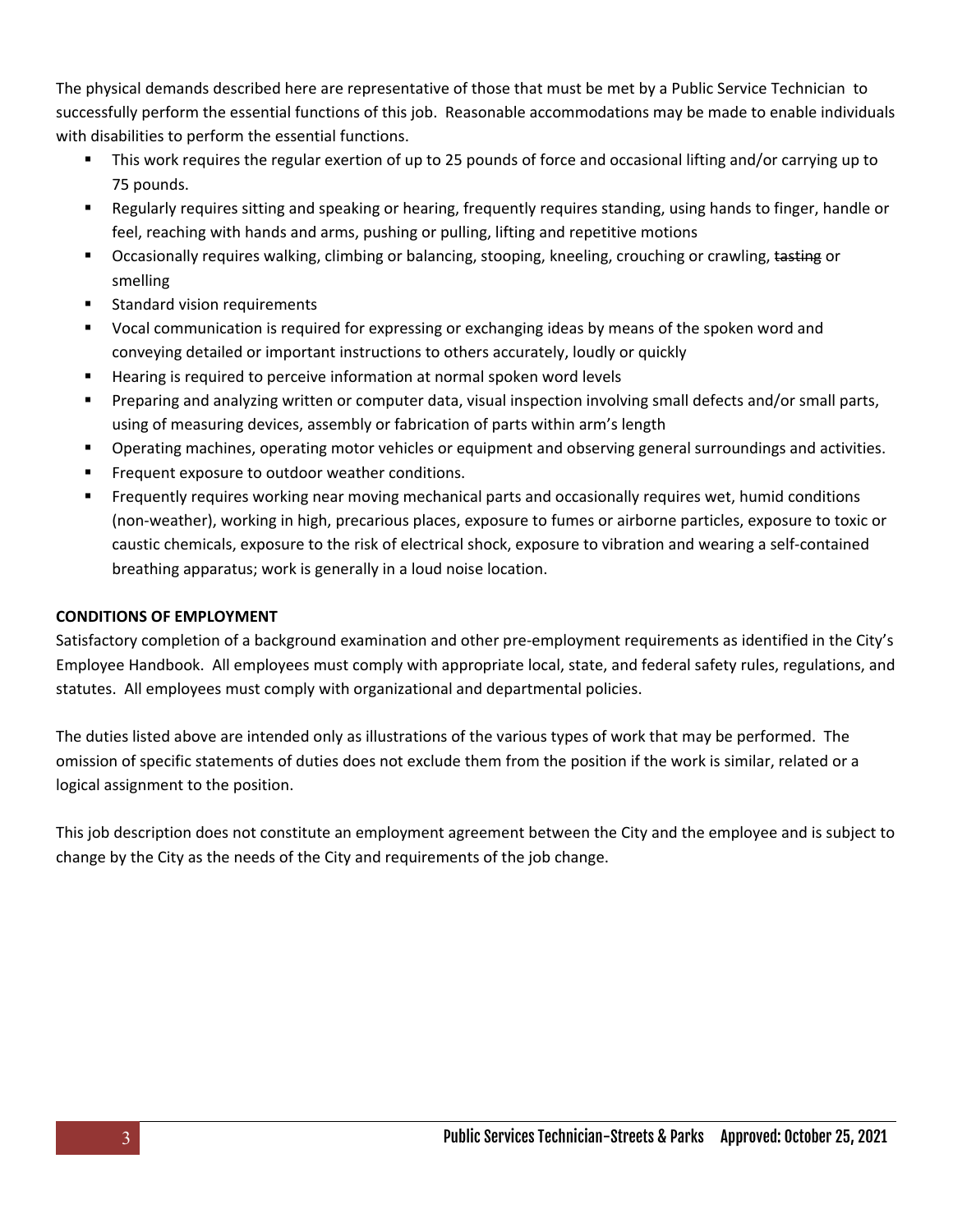The physical demands described here are representative of those that must be met by a Public Service Technician to successfully perform the essential functions of this job. Reasonable accommodations may be made to enable individuals with disabilities to perform the essential functions.

- This work requires the regular exertion of up to 25 pounds of force and occasional lifting and/or carrying up to 75 pounds.
- Regularly requires sitting and speaking or hearing, frequently requires standing, using hands to finger, handle or feel, reaching with hands and arms, pushing or pulling, lifting and repetitive motions
- Occasionally requires walking, climbing or balancing, stooping, kneeling, crouching or crawling, ~~tasting~~ or smelling
- Standard vision requirements
- Vocal communication is required for expressing or exchanging ideas by means of the spoken word and conveying detailed or important instructions to others accurately, loudly or quickly
- Hearing is required to perceive information at normal spoken word levels
- Preparing and analyzing written or computer data, visual inspection involving small defects and/or small parts, using of measuring devices, assembly or fabrication of parts within arm's length
- Operating machines, operating motor vehicles or equipment and observing general surroundings and activities.
- Frequent exposure to outdoor weather conditions.
- Frequently requires working near moving mechanical parts and occasionally requires wet, humid conditions (non-weather), working in high, precarious places, exposure to fumes or airborne particles, exposure to toxic or caustic chemicals, exposure to the risk of electrical shock, exposure to vibration and wearing a self-contained breathing apparatus; work is generally in a loud noise location.

**CONDITIONS OF EMPLOYMENT**

Satisfactory completion of a background examination and other pre-employment requirements as identified in the City's Employee Handbook. All employees must comply with appropriate local, state, and federal safety rules, regulations, and statutes. All employees must comply with organizational and departmental policies.

The duties listed above are intended only as illustrations of the various types of work that may be performed. The omission of specific statements of duties does not exclude them from the position if the work is similar, related or a logical assignment to the position.

This job description does not constitute an employment agreement between the City and the employee and is subject to change by the City as the needs of the City and requirements of the job change.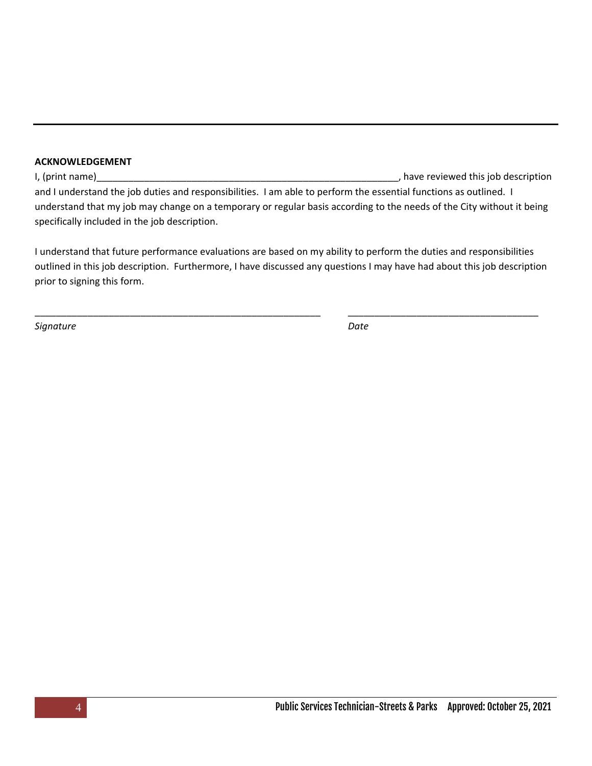**ACKNOWLEDGEMENT**

I, (print name)_____________________________________________________________, have reviewed this job description and I understand the job duties and responsibilities. I am able to perform the essential functions as outlined. I understand that my job may change on a temporary or regular basis according to the needs of the City without it being specifically included in the job description.

I understand that future performance evaluations are based on my ability to perform the duties and responsibilities outlined in this job description. Furthermore, I have discussed any questions I may have had about this job description prior to signing this form.

_________________________________________________________ _____________________________________

*Signature* *Date*